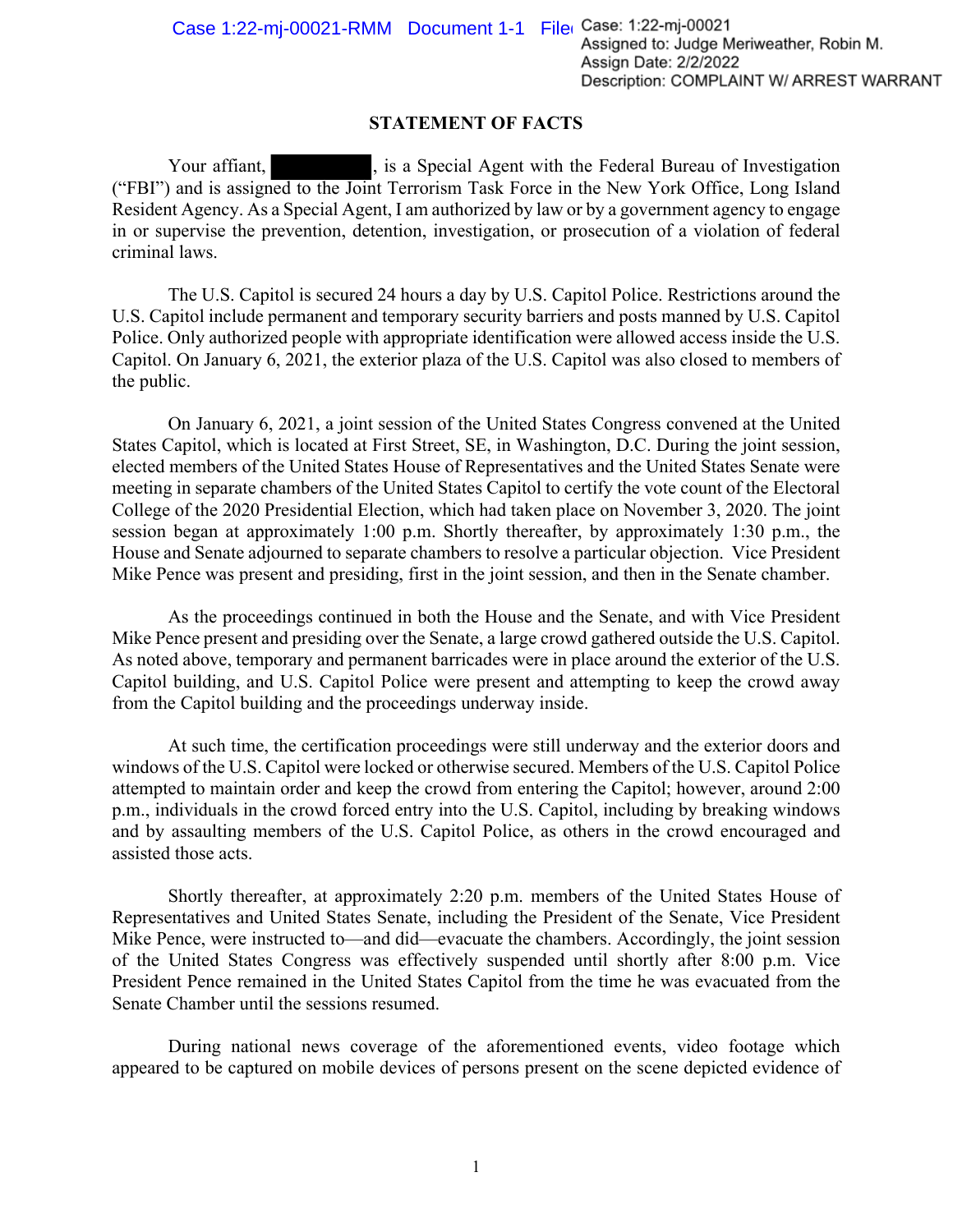## STATEMENT OF FACTS

Your affiant, [REDACTED], is a Special Agent with the Federal Bureau of Investigation ("FBI") and is assigned to the Joint Terrorism Task Force in the New York Office, Long Island Resident Agency. As a Special Agent, I am authorized by law or by a government agency to engage in or supervise the prevention, detention, investigation, or prosecution of a violation of federal criminal laws.

The U.S. Capitol is secured 24 hours a day by U.S. Capitol Police. Restrictions around the U.S. Capitol include permanent and temporary security barriers and posts manned by U.S. Capitol Police. Only authorized people with appropriate identification were allowed access inside the U.S. Capitol. On January 6, 2021, the exterior plaza of the U.S. Capitol was also closed to members of the public.

On January 6, 2021, a joint session of the United States Congress convened at the United States Capitol, which is located at First Street, SE, in Washington, D.C. During the joint session, elected members of the United States House of Representatives and the United States Senate were meeting in separate chambers of the United States Capitol to certify the vote count of the Electoral College of the 2020 Presidential Election, which had taken place on November 3, 2020. The joint session began at approximately 1:00 p.m. Shortly thereafter, by approximately 1:30 p.m., the House and Senate adjourned to separate chambers to resolve a particular objection. Vice President Mike Pence was present and presiding, first in the joint session, and then in the Senate chamber.

As the proceedings continued in both the House and the Senate, and with Vice President Mike Pence present and presiding over the Senate, a large crowd gathered outside the U.S. Capitol. As noted above, temporary and permanent barricades were in place around the exterior of the U.S. Capitol building, and U.S. Capitol Police were present and attempting to keep the crowd away from the Capitol building and the proceedings underway inside.

At such time, the certification proceedings were still underway and the exterior doors and windows of the U.S. Capitol were locked or otherwise secured. Members of the U.S. Capitol Police attempted to maintain order and keep the crowd from entering the Capitol; however, around 2:00 p.m., individuals in the crowd forced entry into the U.S. Capitol, including by breaking windows and by assaulting members of the U.S. Capitol Police, as others in the crowd encouraged and assisted those acts.

Shortly thereafter, at approximately 2:20 p.m. members of the United States House of Representatives and United States Senate, including the President of the Senate, Vice President Mike Pence, were instructed to—and did—evacuate the chambers. Accordingly, the joint session of the United States Congress was effectively suspended until shortly after 8:00 p.m. Vice President Pence remained in the United States Capitol from the time he was evacuated from the Senate Chamber until the sessions resumed.

During national news coverage of the aforementioned events, video footage which appeared to be captured on mobile devices of persons present on the scene depicted evidence of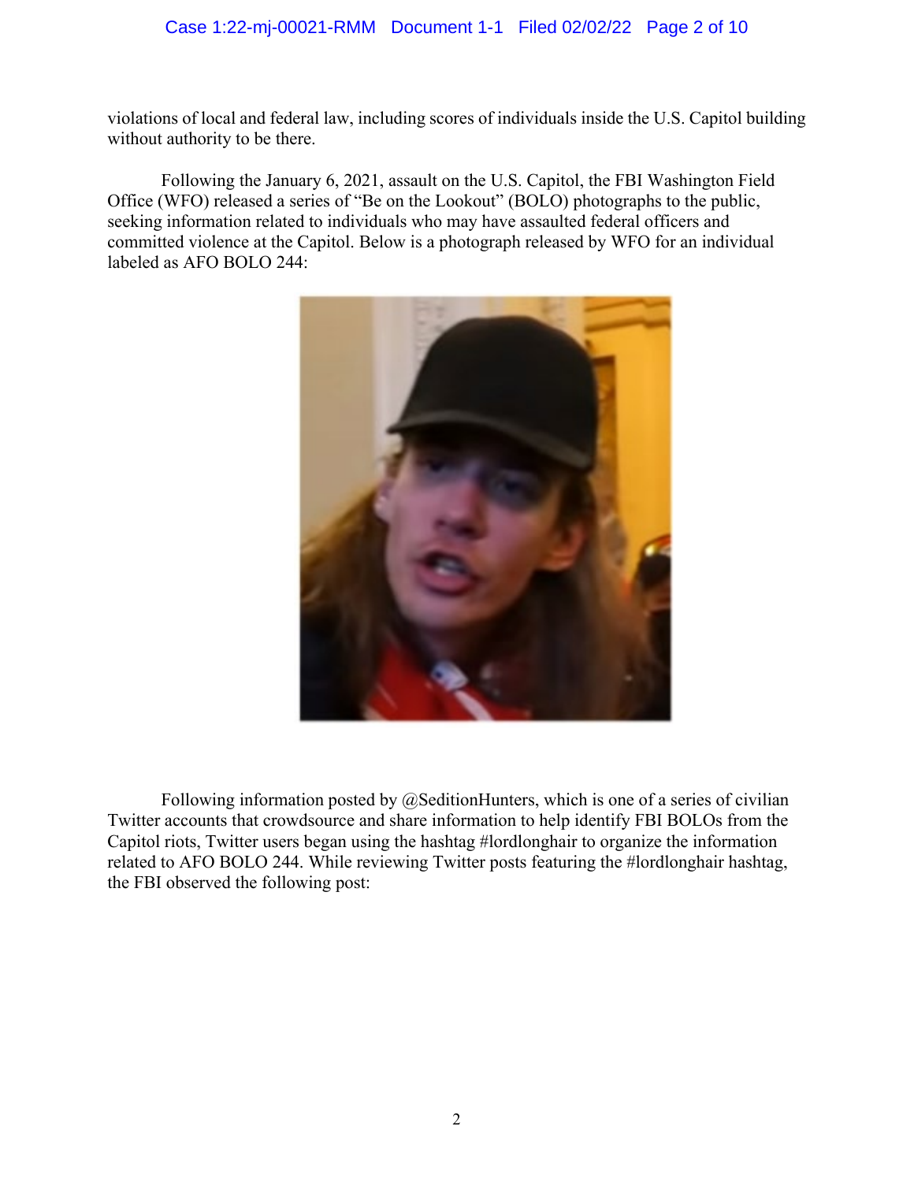violations of local and federal law, including scores of individuals inside the U.S. Capitol building without authority to be there.

Following the January 6, 2021, assault on the U.S. Capitol, the FBI Washington Field Office (WFO) released a series of "Be on the Lookout" (BOLO) photographs to the public, seeking information related to individuals who may have assaulted federal officers and committed violence at the Capitol. Below is a photograph released by WFO for an individual labeled as AFO BOLO 244:

Following information posted by @SeditionHunters, which is one of a series of civilian Twitter accounts that crowdsource and share information to help identify FBI BOLOs from the Capitol riots, Twitter users began using the hashtag #lordlonghair to organize the information related to AFO BOLO 244. While reviewing Twitter posts featuring the #lordlonghair hashtag, the FBI observed the following post: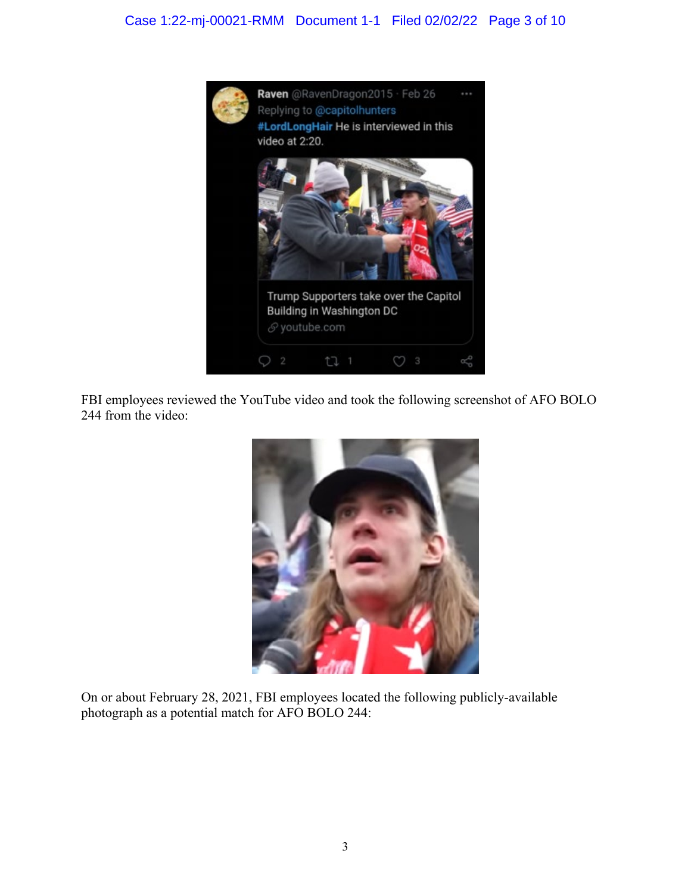FBI employees reviewed the YouTube video and took the following screenshot of AFO BOLO 244 from the video:

On or about February 28, 2021, FBI employees located the following publicly-available photograph as a potential match for AFO BOLO 244: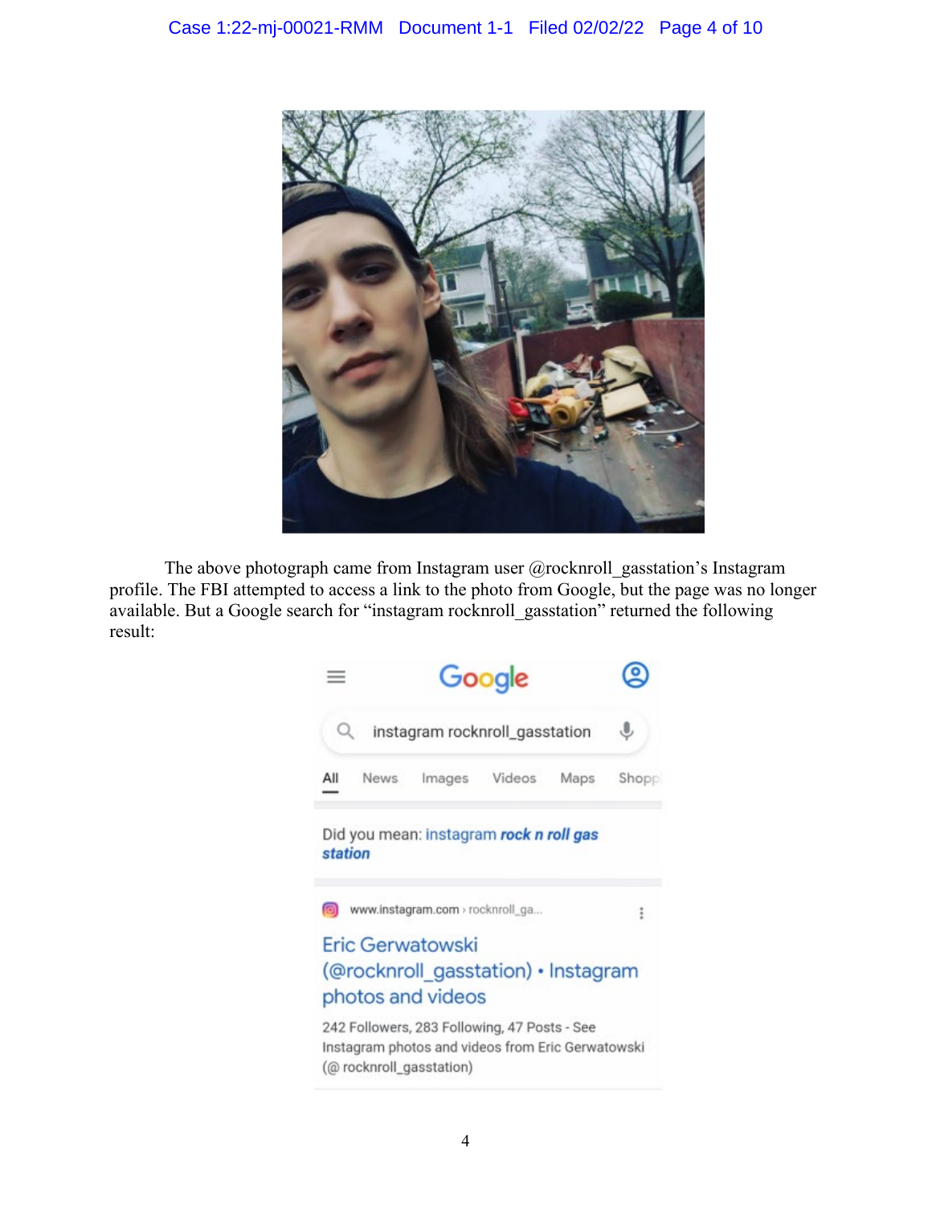The above photograph came from Instagram user @rocknroll_gasstation's Instagram profile. The FBI attempted to access a link to the photo from Google, but the page was no longer available. But a Google search for "instagram rocknroll_gasstation" returned the following result:

Google

instagram rocknroll_gasstation

All News Images Videos Maps Shopp

Did you mean: instagram ***rock n roll gas station***

www.instagram.com › rocknroll_ga...

Eric Gerwatowski (@rocknroll_gasstation) • Instagram photos and videos

242 Followers, 283 Following, 47 Posts - See Instagram photos and videos from Eric Gerwatowski (@ rocknroll_gasstation)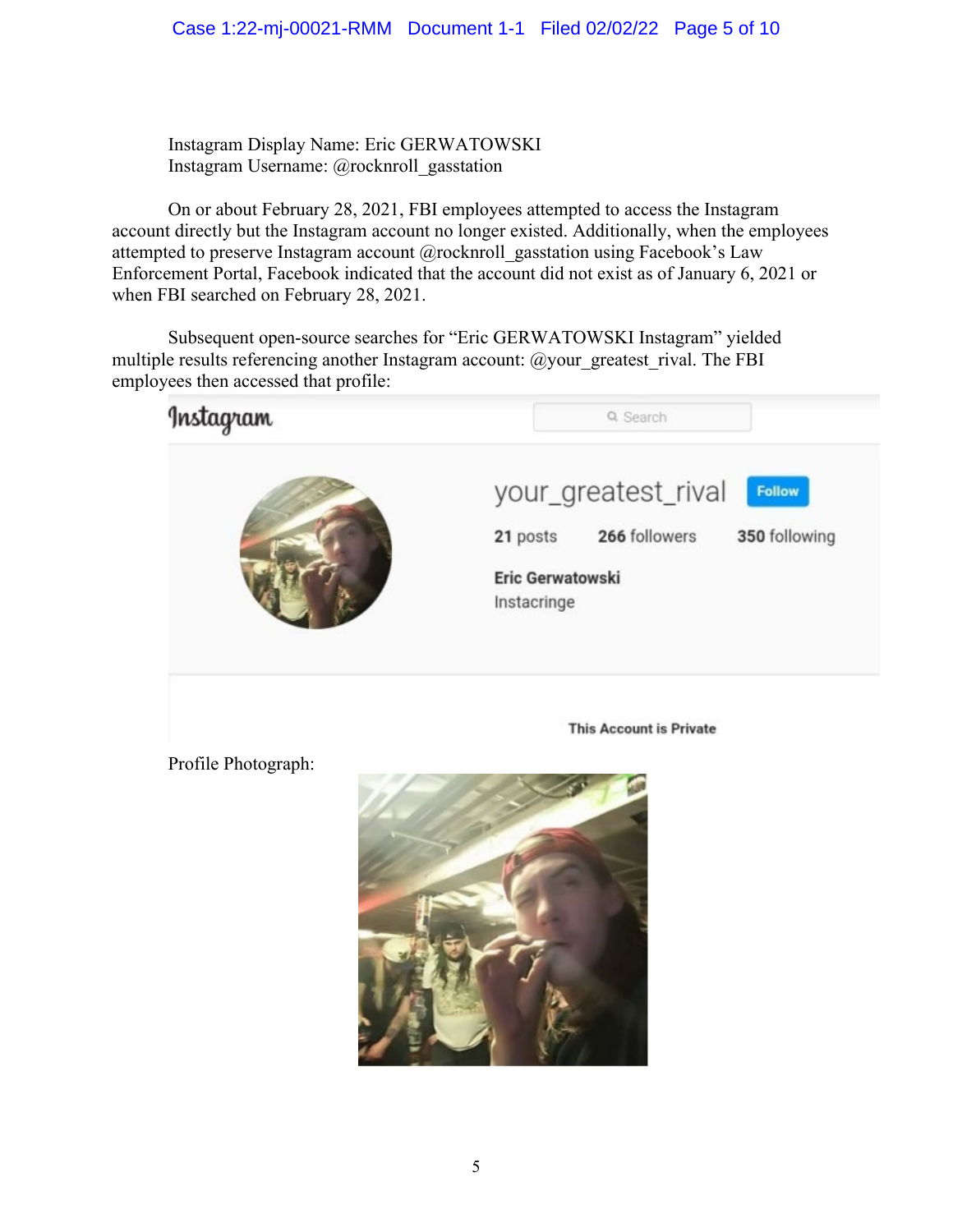Instagram Display Name: Eric GERWATOWSKI
Instagram Username: @rocknroll_gasstation

On or about February 28, 2021, FBI employees attempted to access the Instagram account directly but the Instagram account no longer existed. Additionally, when the employees attempted to preserve Instagram account @rocknroll_gasstation using Facebook's Law Enforcement Portal, Facebook indicated that the account did not exist as of January 6, 2021 or when FBI searched on February 28, 2021.

Subsequent open-source searches for "Eric GERWATOWSKI Instagram" yielded multiple results referencing another Instagram account: @your_greatest_rival. The FBI employees then accessed that profile:

Profile Photograph: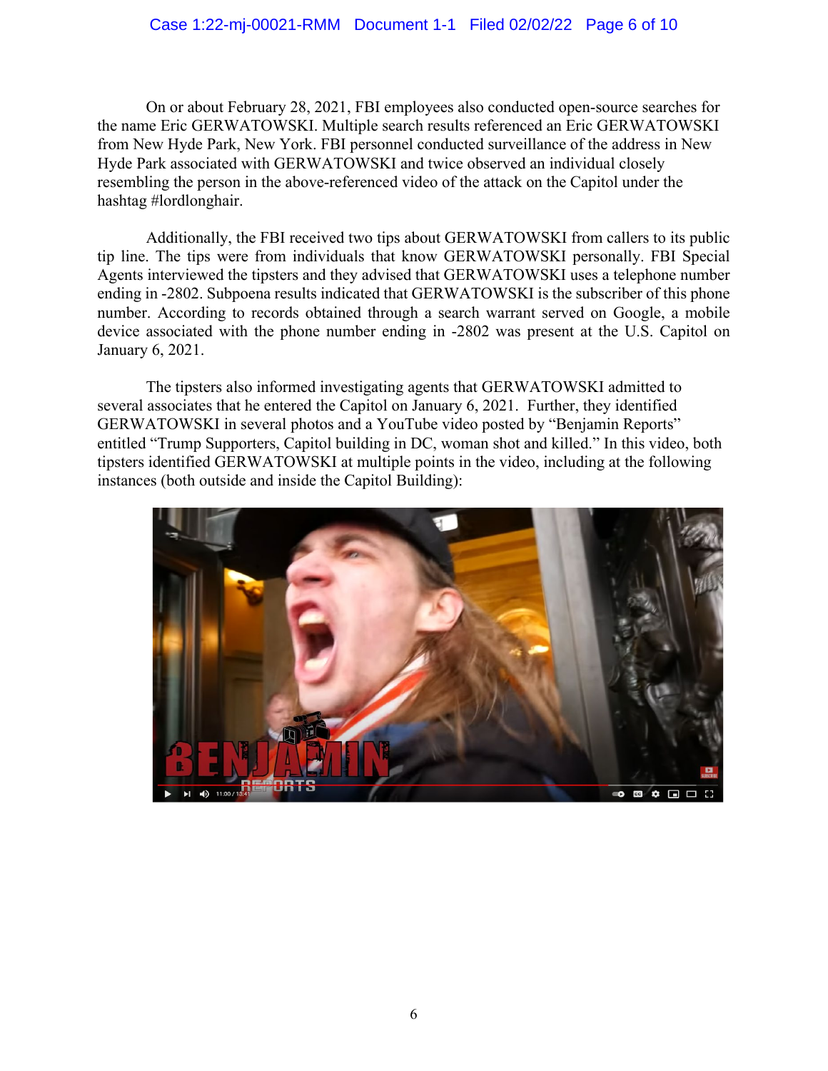On or about February 28, 2021, FBI employees also conducted open-source searches for the name Eric GERWATOWSKI. Multiple search results referenced an Eric GERWATOWSKI from New Hyde Park, New York. FBI personnel conducted surveillance of the address in New Hyde Park associated with GERWATOWSKI and twice observed an individual closely resembling the person in the above-referenced video of the attack on the Capitol under the hashtag #lordlonghair.

Additionally, the FBI received two tips about GERWATOWSKI from callers to its public tip line. The tips were from individuals that know GERWATOWSKI personally. FBI Special Agents interviewed the tipsters and they advised that GERWATOWSKI uses a telephone number ending in -2802. Subpoena results indicated that GERWATOWSKI is the subscriber of this phone number. According to records obtained through a search warrant served on Google, a mobile device associated with the phone number ending in -2802 was present at the U.S. Capitol on January 6, 2021.

The tipsters also informed investigating agents that GERWATOWSKI admitted to several associates that he entered the Capitol on January 6, 2021. Further, they identified GERWATOWSKI in several photos and a YouTube video posted by "Benjamin Reports" entitled "Trump Supporters, Capitol building in DC, woman shot and killed." In this video, both tipsters identified GERWATOWSKI at multiple points in the video, including at the following instances (both outside and inside the Capitol Building):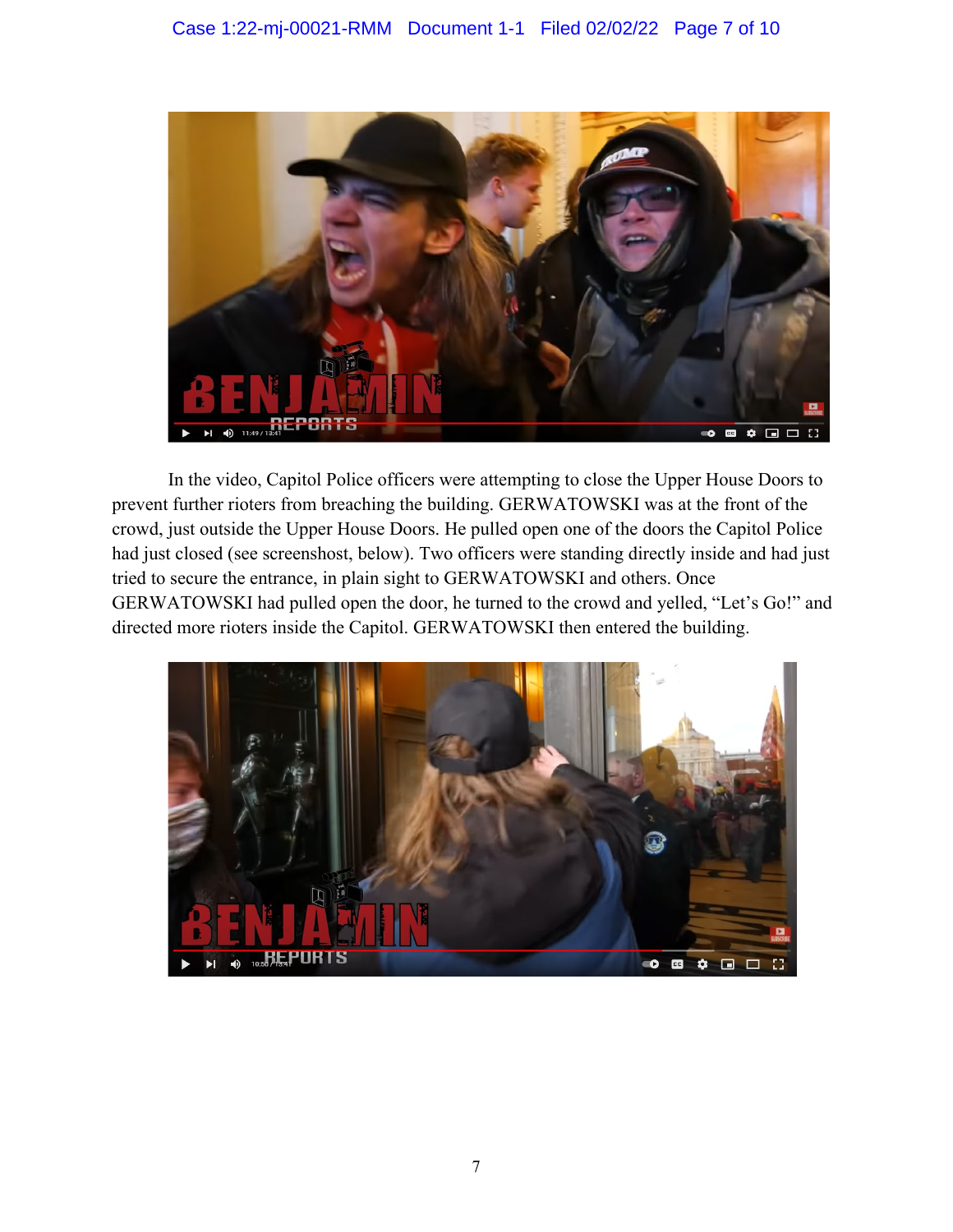In the video, Capitol Police officers were attempting to close the Upper House Doors to prevent further rioters from breaching the building. GERWATOWSKI was at the front of the crowd, just outside the Upper House Doors. He pulled open one of the doors the Capitol Police had just closed (see screenshost, below). Two officers were standing directly inside and had just tried to secure the entrance, in plain sight to GERWATOWSKI and others. Once GERWATOWSKI had pulled open the door, he turned to the crowd and yelled, “Let’s Go!” and directed more rioters inside the Capitol. GERWATOWSKI then entered the building.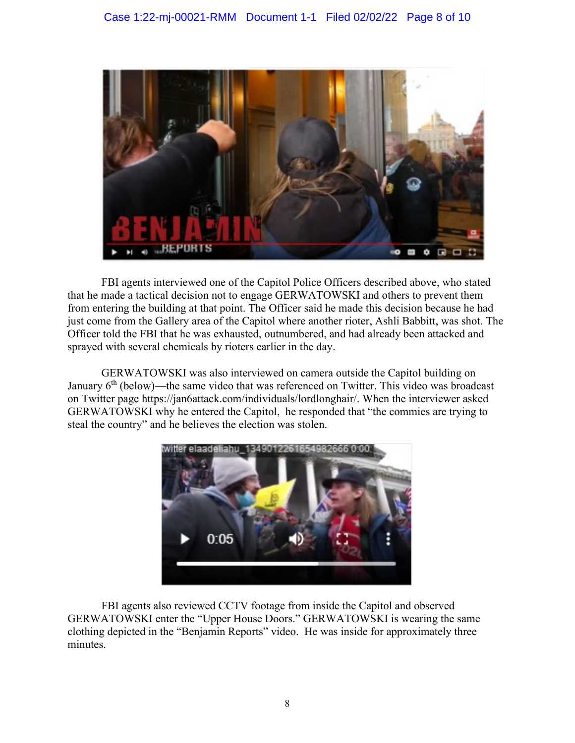FBI agents interviewed one of the Capitol Police Officers described above, who stated that he made a tactical decision not to engage GERWATOWSKI and others to prevent them from entering the building at that point. The Officer said he made this decision because he had just come from the Gallery area of the Capitol where another rioter, Ashli Babbitt, was shot. The Officer told the FBI that he was exhausted, outnumbered, and had already been attacked and sprayed with several chemicals by rioters earlier in the day.

GERWATOWSKI was also interviewed on camera outside the Capitol building on January 6th (below)—the same video that was referenced on Twitter. This video was broadcast on Twitter page https://jan6attack.com/individuals/lordlonghair/. When the interviewer asked GERWATOWSKI why he entered the Capitol, he responded that "the commies are trying to steal the country" and he believes the election was stolen.

FBI agents also reviewed CCTV footage from inside the Capitol and observed GERWATOWSKI enter the "Upper House Doors." GERWATOWSKI is wearing the same clothing depicted in the "Benjamin Reports" video. He was inside for approximately three minutes.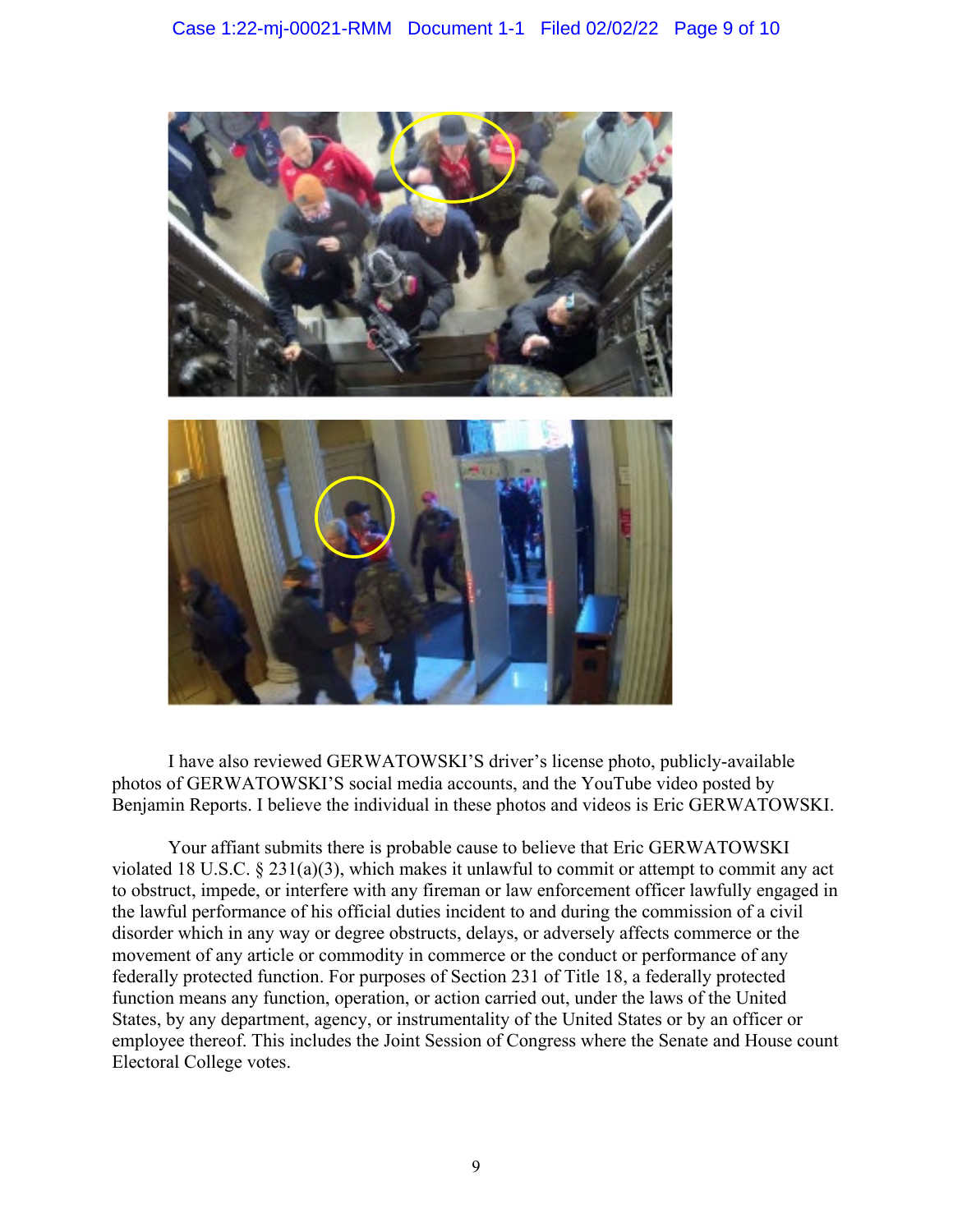I have also reviewed GERWATOWSKI'S driver's license photo, publicly-available photos of GERWATOWSKI'S social media accounts, and the YouTube video posted by Benjamin Reports. I believe the individual in these photos and videos is Eric GERWATOWSKI.

Your affiant submits there is probable cause to believe that Eric GERWATOWSKI violated 18 U.S.C. § 231(a)(3), which makes it unlawful to commit or attempt to commit any act to obstruct, impede, or interfere with any fireman or law enforcement officer lawfully engaged in the lawful performance of his official duties incident to and during the commission of a civil disorder which in any way or degree obstructs, delays, or adversely affects commerce or the movement of any article or commodity in commerce or the conduct or performance of any federally protected function. For purposes of Section 231 of Title 18, a federally protected function means any function, operation, or action carried out, under the laws of the United States, by any department, agency, or instrumentality of the United States or by an officer or employee thereof. This includes the Joint Session of Congress where the Senate and House count Electoral College votes.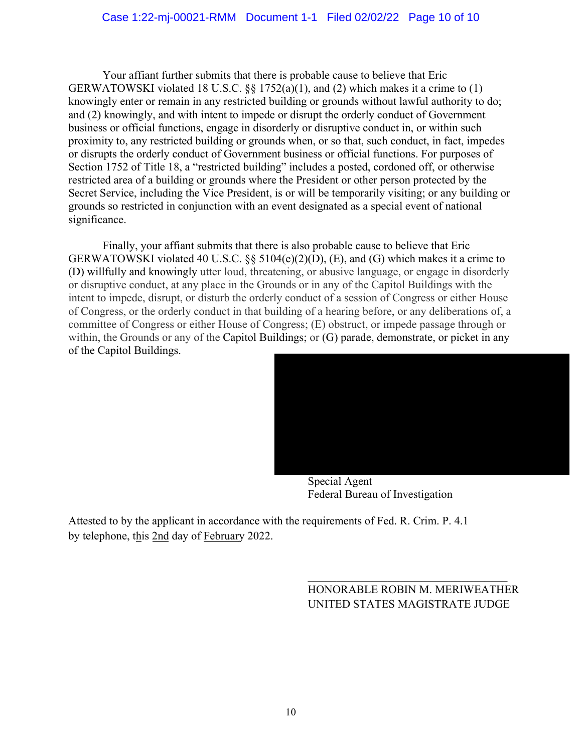Your affiant further submits that there is probable cause to believe that Eric GERWATOWSKI violated 18 U.S.C. §§ 1752(a)(1), and (2) which makes it a crime to (1) knowingly enter or remain in any restricted building or grounds without lawful authority to do; and (2) knowingly, and with intent to impede or disrupt the orderly conduct of Government business or official functions, engage in disorderly or disruptive conduct in, or within such proximity to, any restricted building or grounds when, or so that, such conduct, in fact, impedes or disrupts the orderly conduct of Government business or official functions. For purposes of Section 1752 of Title 18, a "restricted building" includes a posted, cordoned off, or otherwise restricted area of a building or grounds where the President or other person protected by the Secret Service, including the Vice President, is or will be temporarily visiting; or any building or grounds so restricted in conjunction with an event designated as a special event of national significance.

Finally, your affiant submits that there is also probable cause to believe that Eric GERWATOWSKI violated 40 U.S.C. §§ 5104(e)(2)(D), (E), and (G) which makes it a crime to (D) willfully and knowingly utter loud, threatening, or abusive language, or engage in disorderly or disruptive conduct, at any place in the Grounds or in any of the Capitol Buildings with the intent to impede, disrupt, or disturb the orderly conduct of a session of Congress or either House of Congress, or the orderly conduct in that building of a hearing before, or any deliberations of, a committee of Congress or either House of Congress; (E) obstruct, or impede passage through or within, the Grounds or any of the Capitol Buildings; or (G) parade, demonstrate, or picket in any of the Capitol Buildings.

Special Agent
Federal Bureau of Investigation

Attested to by the applicant in accordance with the requirements of Fed. R. Crim. P. 4.1 by telephone, this 2nd day of February 2022.

___________________________________
HONORABLE ROBIN M. MERIWEATHER
UNITED STATES MAGISTRATE JUDGE